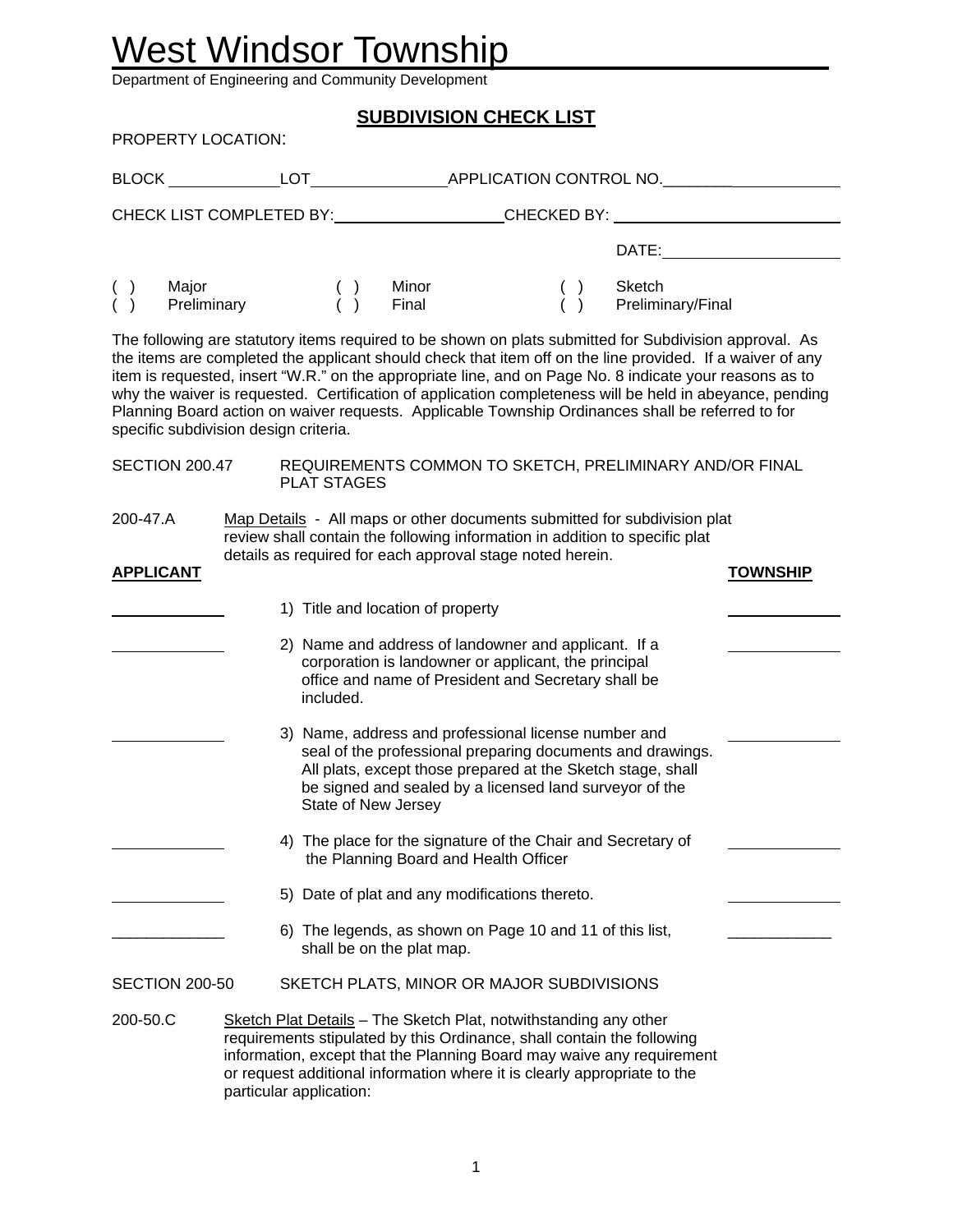# West Windsor Township

Department of Engineering and Community Development

## SUBDIVISION CHECK LIST

PROPERTY LOCATION:

BLOCK \_\_\_\_\_\_\_\_\_\_\_\_ LOT \_\_\_\_\_\_\_\_\_\_\_\_\_\_ APPLICATION CONTROL NO. \_\_\_\_\_\_\_\_\_\_\_\_

CHECK LIST COMPLETED BY: \_\_\_\_\_\_\_\_\_\_\_\_\_\_\_\_\_\_ CHECKED BY: \_\_\_\_\_\_\_\_\_\_\_\_\_\_\_\_\_\_\_\_\_\_

DATE: \_\_\_\_\_\_\_\_\_\_\_\_\_\_\_\_\_\_

| | | |
|---|---|---|
| ( ) Major | ( ) Minor | ( ) Sketch |
| ( ) Preliminary | ( ) Final | ( ) Preliminary/Final |

The following are statutory items required to be shown on plats submitted for Subdivision approval. As the items are completed the applicant should check that item off on the line provided. If a waiver of any item is requested, insert "W.R." on the appropriate line, and on Page No. 8 indicate your reasons as to why the waiver is requested. Certification of application completeness will be held in abeyance, pending Planning Board action on waiver requests. Applicable Township Ordinances shall be referred to for specific subdivision design criteria.

SECTION 200.47 REQUIREMENTS COMMON TO SKETCH, PRELIMINARY AND/OR FINAL PLAT STAGES

200-47.A Map Details - All maps or other documents submitted for subdivision plat review shall contain the following information in addition to specific plat details as required for each approval stage noted herein.

| **APPLICANT** | | **TOWNSHIP** |
|---|---|---|
| \_\_\_\_\_\_\_\_\_\_ | 1) Title and location of property | \_\_\_\_\_\_\_\_\_\_ |
| \_\_\_\_\_\_\_\_\_\_ | 2) Name and address of landowner and applicant. If a corporation is landowner or applicant, the principal office and name of President and Secretary shall be included. | \_\_\_\_\_\_\_\_\_\_ |
| \_\_\_\_\_\_\_\_\_\_ | 3) Name, address and professional license number and seal of the professional preparing documents and drawings. All plats, except those prepared at the Sketch stage, shall be signed and sealed by a licensed land surveyor of the State of New Jersey | \_\_\_\_\_\_\_\_\_\_ |
| \_\_\_\_\_\_\_\_\_\_ | 4) The place for the signature of the Chair and Secretary of the Planning Board and Health Officer | \_\_\_\_\_\_\_\_\_\_ |
| \_\_\_\_\_\_\_\_\_\_ | 5) Date of plat and any modifications thereto. | \_\_\_\_\_\_\_\_\_\_ |
| \_\_\_\_\_\_\_\_\_\_ | 6) The legends, as shown on Page 10 and 11 of this list, shall be on the plat map. | \_\_\_\_\_\_\_\_\_\_ |

SECTION 200-50 SKETCH PLATS, MINOR OR MAJOR SUBDIVISIONS

200-50.C Sketch Plat Details – The Sketch Plat, notwithstanding any other requirements stipulated by this Ordinance, shall contain the following information, except that the Planning Board may waive any requirement or request additional information where it is clearly appropriate to the particular application: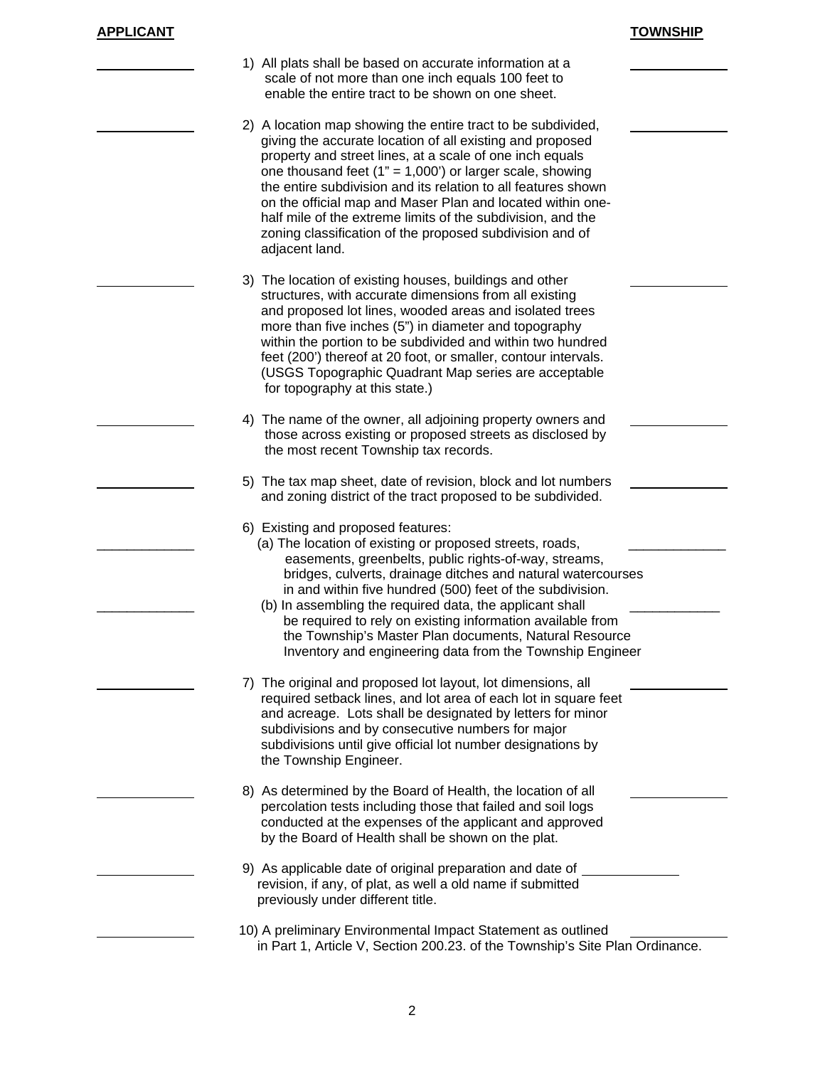| APPLICANT | | TOWNSHIP |
|---|---|---|
| ______ | 1) All plats shall be based on accurate information at a scale of not more than one inch equals 100 feet to enable the entire tract to be shown on one sheet. | ______ |
| ______ | 2) A location map showing the entire tract to be subdivided, giving the accurate location of all existing and proposed property and street lines, at a scale of one inch equals one thousand feet (1" = 1,000') or larger scale, showing the entire subdivision and its relation to all features shown on the official map and Maser Plan and located within one-half mile of the extreme limits of the subdivision, and the zoning classification of the proposed subdivision and of adjacent land. | ______ |
| ______ | 3) The location of existing houses, buildings and other structures, with accurate dimensions from all existing and proposed lot lines, wooded areas and isolated trees more than five inches (5") in diameter and topography within the portion to be subdivided and within two hundred feet (200') thereof at 20 foot, or smaller, contour intervals. (USGS Topographic Quadrant Map series are acceptable for topography at this state.) | ______ |
| ______ | 4) The name of the owner, all adjoining property owners and those across existing or proposed streets as disclosed by the most recent Township tax records. | ______ |
| ______ | 5) The tax map sheet, date of revision, block and lot numbers and zoning district of the tract proposed to be subdivided. | ______ |
| | 6) Existing and proposed features: | |
| ______ | (a) The location of existing or proposed streets, roads, easements, greenbelts, public rights-of-way, streams, bridges, culverts, drainage ditches and natural watercourses in and within five hundred (500) feet of the subdivision. | ______ |
| ______ | (b) In assembling the required data, the applicant shall be required to rely on existing information available from the Township's Master Plan documents, Natural Resource Inventory and engineering data from the Township Engineer | ______ |
| ______ | 7) The original and proposed lot layout, lot dimensions, all required setback lines, and lot area of each lot in square feet and acreage. Lots shall be designated by letters for minor subdivisions and by consecutive numbers for major subdivisions until give official lot number designations by the Township Engineer. | ______ |
| ______ | 8) As determined by the Board of Health, the location of all percolation tests including those that failed and soil logs conducted at the expenses of the applicant and approved by the Board of Health shall be shown on the plat. | ______ |
| ______ | 9) As applicable date of original preparation and date of revision, if any, of plat, as well a old name if submitted previously under different title. | ______ |
| ______ | 10) A preliminary Environmental Impact Statement as outlined in Part 1, Article V, Section 200.23. of the Township's Site Plan Ordinance. | ______ |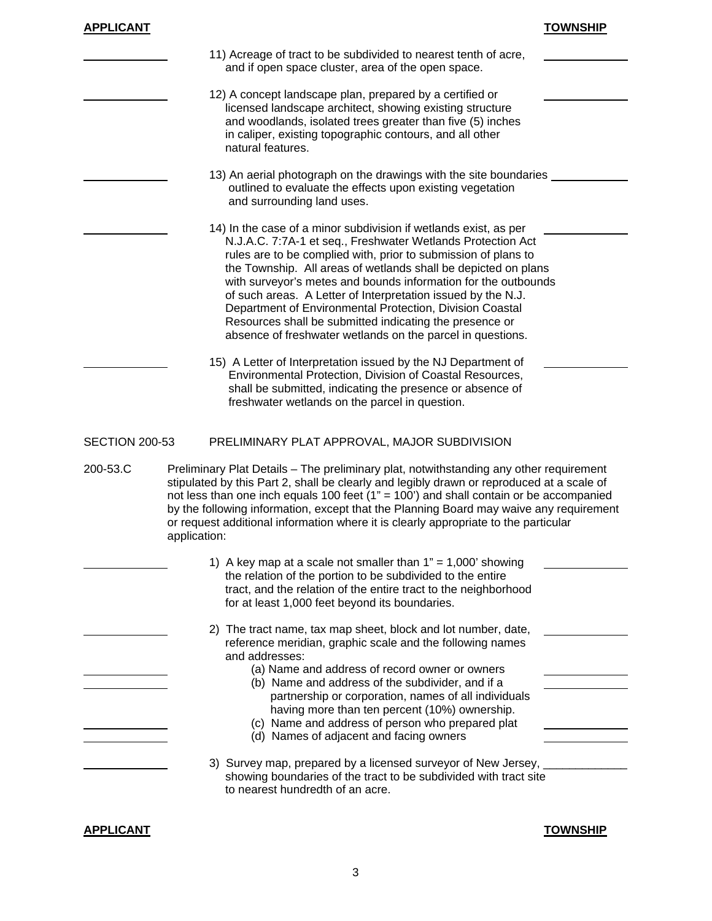**APPLICANT** **TOWNSHIP**

\_\_\_\_\_\_\_\_\_\_ 11) Acreage of tract to be subdivided to nearest tenth of acre, and if open space cluster, area of the open space. \_\_\_\_\_\_\_\_\_\_

\_\_\_\_\_\_\_\_\_\_ 12) A concept landscape plan, prepared by a certified or licensed landscape architect, showing existing structure and woodlands, isolated trees greater than five (5) inches in caliper, existing topographic contours, and all other natural features. \_\_\_\_\_\_\_\_\_\_

\_\_\_\_\_\_\_\_\_\_ 13) An aerial photograph on the drawings with the site boundaries outlined to evaluate the effects upon existing vegetation and surrounding land uses. \_\_\_\_\_\_\_\_\_\_

\_\_\_\_\_\_\_\_\_\_ 14) In the case of a minor subdivision if wetlands exist, as per N.J.A.C. 7:7A-1 et seq., Freshwater Wetlands Protection Act rules are to be complied with, prior to submission of plans to the Township. All areas of wetlands shall be depicted on plans with surveyor's metes and bounds information for the outbounds of such areas. A Letter of Interpretation issued by the N.J. Department of Environmental Protection, Division Coastal Resources shall be submitted indicating the presence or absence of freshwater wetlands on the parcel in questions. \_\_\_\_\_\_\_\_\_\_

\_\_\_\_\_\_\_\_\_\_ 15) A Letter of Interpretation issued by the NJ Department of Environmental Protection, Division of Coastal Resources, shall be submitted, indicating the presence or absence of freshwater wetlands on the parcel in question. \_\_\_\_\_\_\_\_\_\_

SECTION 200-53 PRELIMINARY PLAT APPROVAL, MAJOR SUBDIVISION

200-53.C Preliminary Plat Details – The preliminary plat, notwithstanding any other requirement stipulated by this Part 2, shall be clearly and legibly drawn or reproduced at a scale of not less than one inch equals 100 feet (1" = 100') and shall contain or be accompanied by the following information, except that the Planning Board may waive any requirement or request additional information where it is clearly appropriate to the particular application:

\_\_\_\_\_\_\_\_\_\_ 1) A key map at a scale not smaller than 1" = 1,000' showing the relation of the portion to be subdivided to the entire tract, and the relation of the entire tract to the neighborhood for at least 1,000 feet beyond its boundaries. \_\_\_\_\_\_\_\_\_\_

\_\_\_\_\_\_\_\_\_\_ 2) The tract name, tax map sheet, block and lot number, date, reference meridian, graphic scale and the following names and addresses: \_\_\_\_\_\_\_\_\_\_

\_\_\_\_\_\_\_\_\_\_ (a) Name and address of record owner or owners \_\_\_\_\_\_\_\_\_\_

\_\_\_\_\_\_\_\_\_\_ (b) Name and address of the subdivider, and if a partnership or corporation, names of all individuals having more than ten percent (10%) ownership. \_\_\_\_\_\_\_\_\_\_

\_\_\_\_\_\_\_\_\_\_ (c) Name and address of person who prepared plat \_\_\_\_\_\_\_\_\_\_

\_\_\_\_\_\_\_\_\_\_ (d) Names of adjacent and facing owners \_\_\_\_\_\_\_\_\_\_

\_\_\_\_\_\_\_\_\_\_ 3) Survey map, prepared by a licensed surveyor of New Jersey, showing boundaries of the tract to be subdivided with tract site to nearest hundredth of an acre. \_\_\_\_\_\_\_\_\_\_

**APPLICANT** **TOWNSHIP**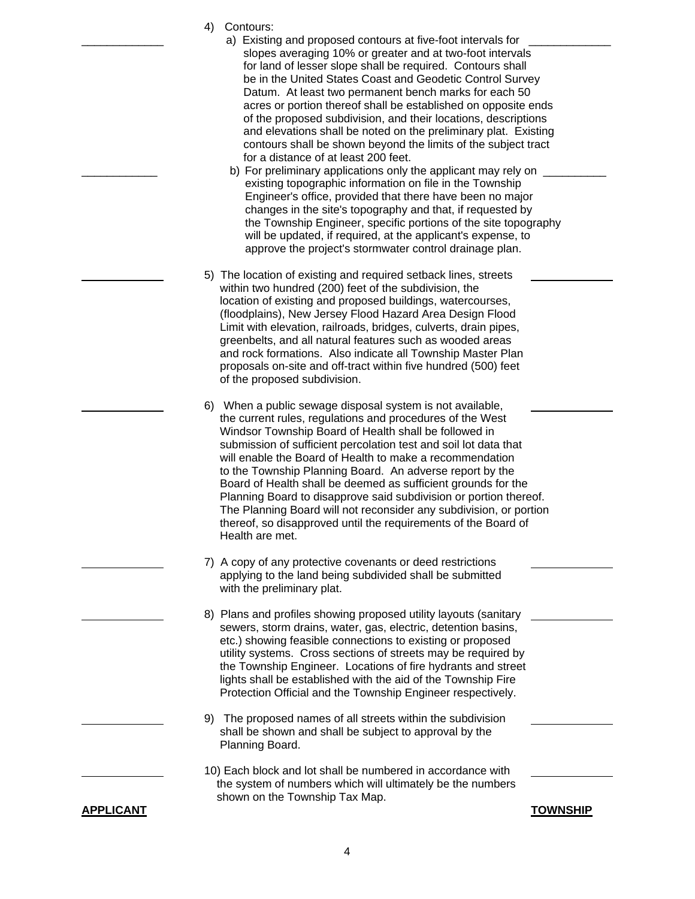4) Contours:

a) Existing and proposed contours at five-foot intervals for slopes averaging 10% or greater and at two-foot intervals for land of lesser slope shall be required. Contours shall be in the United States Coast and Geodetic Control Survey Datum. At least two permanent bench marks for each 50 acres or portion thereof shall be established on opposite ends of the proposed subdivision, and their locations, descriptions and elevations shall be noted on the preliminary plat. Existing contours shall be shown beyond the limits of the subject tract for a distance of at least 200 feet.

b) For preliminary applications only the applicant may rely on existing topographic information on file in the Township Engineer's office, provided that there have been no major changes in the site's topography and that, if requested by the Township Engineer, specific portions of the site topography will be updated, if required, at the applicant's expense, to approve the project's stormwater control drainage plan.

5) The location of existing and required setback lines, streets within two hundred (200) feet of the subdivision, the location of existing and proposed buildings, watercourses, (floodplains), New Jersey Flood Hazard Area Design Flood Limit with elevation, railroads, bridges, culverts, drain pipes, greenbelts, and all natural features such as wooded areas and rock formations. Also indicate all Township Master Plan proposals on-site and off-tract within five hundred (500) feet of the proposed subdivision.

6) When a public sewage disposal system is not available, the current rules, regulations and procedures of the West Windsor Township Board of Health shall be followed in submission of sufficient percolation test and soil lot data that will enable the Board of Health to make a recommendation to the Township Planning Board. An adverse report by the Board of Health shall be deemed as sufficient grounds for the Planning Board to disapprove said subdivision or portion thereof. The Planning Board will not reconsider any subdivision, or portion thereof, so disapproved until the requirements of the Board of Health are met.

7) A copy of any protective covenants or deed restrictions applying to the land being subdivided shall be submitted with the preliminary plat.

8) Plans and profiles showing proposed utility layouts (sanitary sewers, storm drains, water, gas, electric, detention basins, etc.) showing feasible connections to existing or proposed utility systems. Cross sections of streets may be required by the Township Engineer. Locations of fire hydrants and street lights shall be established with the aid of the Township Fire Protection Official and the Township Engineer respectively.

9) The proposed names of all streets within the subdivision shall be shown and shall be subject to approval by the Planning Board.

10) Each block and lot shall be numbered in accordance with the system of numbers which will ultimately be the numbers shown on the Township Tax Map.

**APPLICANT** **TOWNSHIP**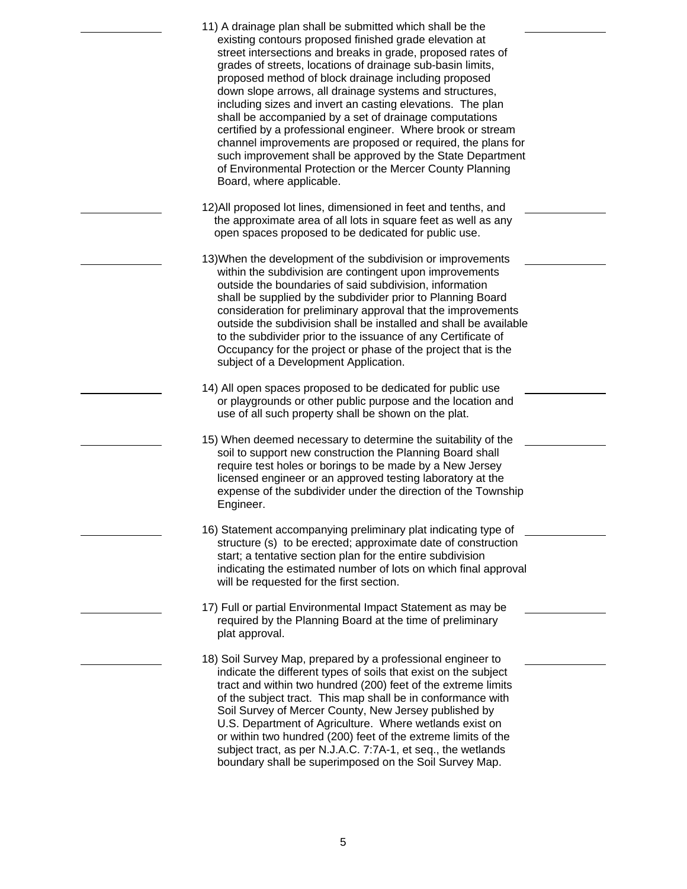11) A drainage plan shall be submitted which shall be the existing contours proposed finished grade elevation at street intersections and breaks in grade, proposed rates of grades of streets, locations of drainage sub-basin limits, proposed method of block drainage including proposed down slope arrows, all drainage systems and structures, including sizes and invert an casting elevations. The plan shall be accompanied by a set of drainage computations certified by a professional engineer. Where brook or stream channel improvements are proposed or required, the plans for such improvement shall be approved by the State Department of Environmental Protection or the Mercer County Planning Board, where applicable.

12)All proposed lot lines, dimensioned in feet and tenths, and the approximate area of all lots in square feet as well as any open spaces proposed to be dedicated for public use.

13)When the development of the subdivision or improvements within the subdivision are contingent upon improvements outside the boundaries of said subdivision, information shall be supplied by the subdivider prior to Planning Board consideration for preliminary approval that the improvements outside the subdivision shall be installed and shall be available to the subdivider prior to the issuance of any Certificate of Occupancy for the project or phase of the project that is the subject of a Development Application.

14) All open spaces proposed to be dedicated for public use or playgrounds or other public purpose and the location and use of all such property shall be shown on the plat.

15) When deemed necessary to determine the suitability of the soil to support new construction the Planning Board shall require test holes or borings to be made by a New Jersey licensed engineer or an approved testing laboratory at the expense of the subdivider under the direction of the Township Engineer.

16) Statement accompanying preliminary plat indicating type of structure (s) to be erected; approximate date of construction start; a tentative section plan for the entire subdivision indicating the estimated number of lots on which final approval will be requested for the first section.

17) Full or partial Environmental Impact Statement as may be required by the Planning Board at the time of preliminary plat approval.

18) Soil Survey Map, prepared by a professional engineer to indicate the different types of soils that exist on the subject tract and within two hundred (200) feet of the extreme limits of the subject tract. This map shall be in conformance with Soil Survey of Mercer County, New Jersey published by U.S. Department of Agriculture. Where wetlands exist on or within two hundred (200) feet of the extreme limits of the subject tract, as per N.J.A.C. 7:7A-1, et seq., the wetlands boundary shall be superimposed on the Soil Survey Map.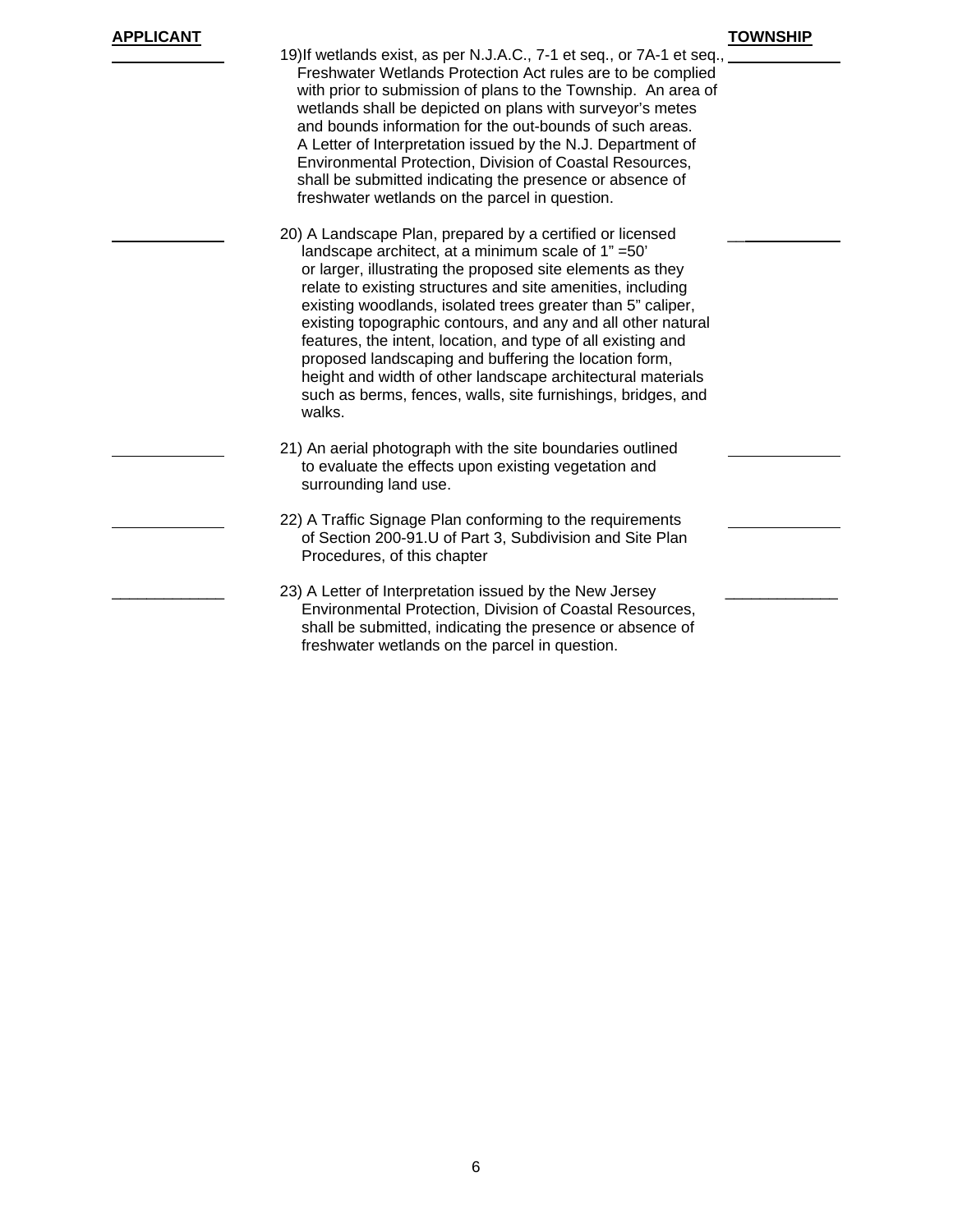| APPLICANT | | TOWNSHIP |
|---|---|---|
| ____________ | 19) If wetlands exist, as per N.J.A.C., 7-1 et seq., or 7A-1 et seq., Freshwater Wetlands Protection Act rules are to be complied with prior to submission of plans to the Township. An area of wetlands shall be depicted on plans with surveyor's metes and bounds information for the out-bounds of such areas. A Letter of Interpretation issued by the N.J. Department of Environmental Protection, Division of Coastal Resources, shall be submitted indicating the presence or absence of freshwater wetlands on the parcel in question. | ____________ |
| ____________ | 20) A Landscape Plan, prepared by a certified or licensed landscape architect, at a minimum scale of 1" =50' or larger, illustrating the proposed site elements as they relate to existing structures and site amenities, including existing woodlands, isolated trees greater than 5" caliper, existing topographic contours, and any and all other natural features, the intent, location, and type of all existing and proposed landscaping and buffering the location form, height and width of other landscape architectural materials such as berms, fences, walls, site furnishings, bridges, and walks. | ____________ |
| ____________ | 21) An aerial photograph with the site boundaries outlined to evaluate the effects upon existing vegetation and surrounding land use. | ____________ |
| ____________ | 22) A Traffic Signage Plan conforming to the requirements of Section 200-91.U of Part 3, Subdivision and Site Plan Procedures, of this chapter | ____________ |
| ____________ | 23) A Letter of Interpretation issued by the New Jersey Environmental Protection, Division of Coastal Resources, shall be submitted, indicating the presence or absence of freshwater wetlands on the parcel in question. | ____________ |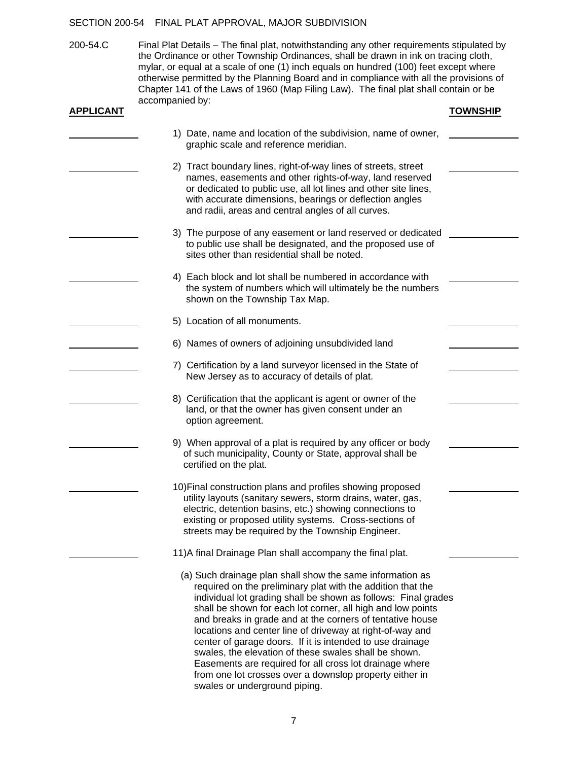SECTION 200-54 FINAL PLAT APPROVAL, MAJOR SUBDIVISION

200-54.C Final Plat Details – The final plat, notwithstanding any other requirements stipulated by the Ordinance or other Township Ordinances, shall be drawn in ink on tracing cloth, mylar, or equal at a scale of one (1) inch equals on hundred (100) feet except where otherwise permitted by the Planning Board and in compliance with all the provisions of Chapter 141 of the Laws of 1960 (Map Filing Law). The final plat shall contain or be accompanied by:

| **APPLICANT** | | **TOWNSHIP** |
|---|---|---|
| ______ | 1) Date, name and location of the subdivision, name of owner, graphic scale and reference meridian. | ______ |
| ______ | 2) Tract boundary lines, right-of-way lines of streets, street names, easements and other rights-of-way, land reserved or dedicated to public use, all lot lines and other site lines, with accurate dimensions, bearings or deflection angles and radii, areas and central angles of all curves. | ______ |
| ______ | 3) The purpose of any easement or land reserved or dedicated to public use shall be designated, and the proposed use of sites other than residential shall be noted. | ______ |
| ______ | 4) Each block and lot shall be numbered in accordance with the system of numbers which will ultimately be the numbers shown on the Township Tax Map. | ______ |
| ______ | 5) Location of all monuments. | ______ |
| ______ | 6) Names of owners of adjoining unsubdivided land | ______ |
| ______ | 7) Certification by a land surveyor licensed in the State of New Jersey as to accuracy of details of plat. | ______ |
| ______ | 8) Certification that the applicant is agent or owner of the land, or that the owner has given consent under an option agreement. | ______ |
| ______ | 9) When approval of a plat is required by any officer or body of such municipality, County or State, approval shall be certified on the plat. | ______ |
| ______ | 10)Final construction plans and profiles showing proposed utility layouts (sanitary sewers, storm drains, water, gas, electric, detention basins, etc.) showing connections to existing or proposed utility systems. Cross-sections of streets may be required by the Township Engineer. | ______ |
| ______ | 11)A final Drainage Plan shall accompany the final plat. | ______ |

(a) Such drainage plan shall show the same information as required on the preliminary plat with the addition that the individual lot grading shall be shown as follows: Final grades shall be shown for each lot corner, all high and low points and breaks in grade and at the corners of tentative house locations and center line of driveway at right-of-way and center of garage doors. If it is intended to use drainage swales, the elevation of these swales shall be shown. Easements are required for all cross lot drainage where from one lot crosses over a downslop property either in swales or underground piping.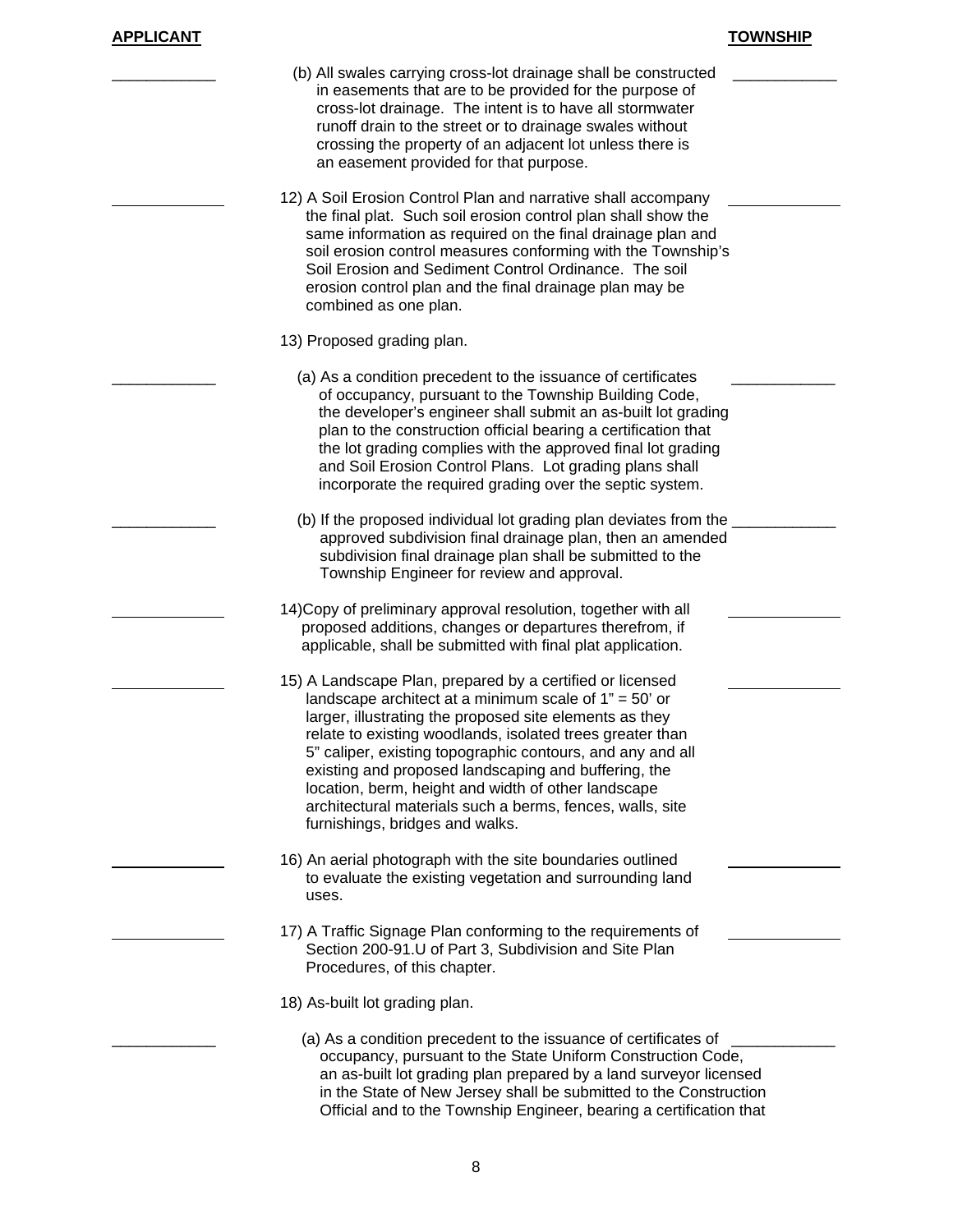| APPLICANT | | TOWNSHIP |
|---|---|---|
| ____________ | (b) All swales carrying cross-lot drainage shall be constructed in easements that are to be provided for the purpose of cross-lot drainage. The intent is to have all stormwater runoff drain to the street or to drainage swales without crossing the property of an adjacent lot unless there is an easement provided for that purpose. | ____________ |
| ____________ | 12) A Soil Erosion Control Plan and narrative shall accompany the final plat. Such soil erosion control plan shall show the same information as required on the final drainage plan and soil erosion control measures conforming with the Township's Soil Erosion and Sediment Control Ordinance. The soil erosion control plan and the final drainage plan may be combined as one plan. | ____________ |
| | 13) Proposed grading plan. | |
| ____________ | (a) As a condition precedent to the issuance of certificates of occupancy, pursuant to the Township Building Code, the developer's engineer shall submit an as-built lot grading plan to the construction official bearing a certification that the lot grading complies with the approved final lot grading and Soil Erosion Control Plans. Lot grading plans shall incorporate the required grading over the septic system. | ____________ |
| ____________ | (b) If the proposed individual lot grading plan deviates from the approved subdivision final drainage plan, then an amended subdivision final drainage plan shall be submitted to the Township Engineer for review and approval. | ____________ |
| ____________ | 14)Copy of preliminary approval resolution, together with all proposed additions, changes or departures therefrom, if applicable, shall be submitted with final plat application. | ____________ |
| ____________ | 15) A Landscape Plan, prepared by a certified or licensed landscape architect at a minimum scale of 1" = 50' or larger, illustrating the proposed site elements as they relate to existing woodlands, isolated trees greater than 5" caliper, existing topographic contours, and any and all existing and proposed landscaping and buffering, the location, berm, height and width of other landscape architectural materials such a berms, fences, walls, site furnishings, bridges and walks. | ____________ |
| ____________ | 16) An aerial photograph with the site boundaries outlined to evaluate the existing vegetation and surrounding land uses. | ____________ |
| ____________ | 17) A Traffic Signage Plan conforming to the requirements of Section 200-91.U of Part 3, Subdivision and Site Plan Procedures, of this chapter. | ____________ |
| | 18) As-built lot grading plan. | |
| ____________ | (a) As a condition precedent to the issuance of certificates of occupancy, pursuant to the State Uniform Construction Code, an as-built lot grading plan prepared by a land surveyor licensed in the State of New Jersey shall be submitted to the Construction Official and to the Township Engineer, bearing a certification that | ____________ |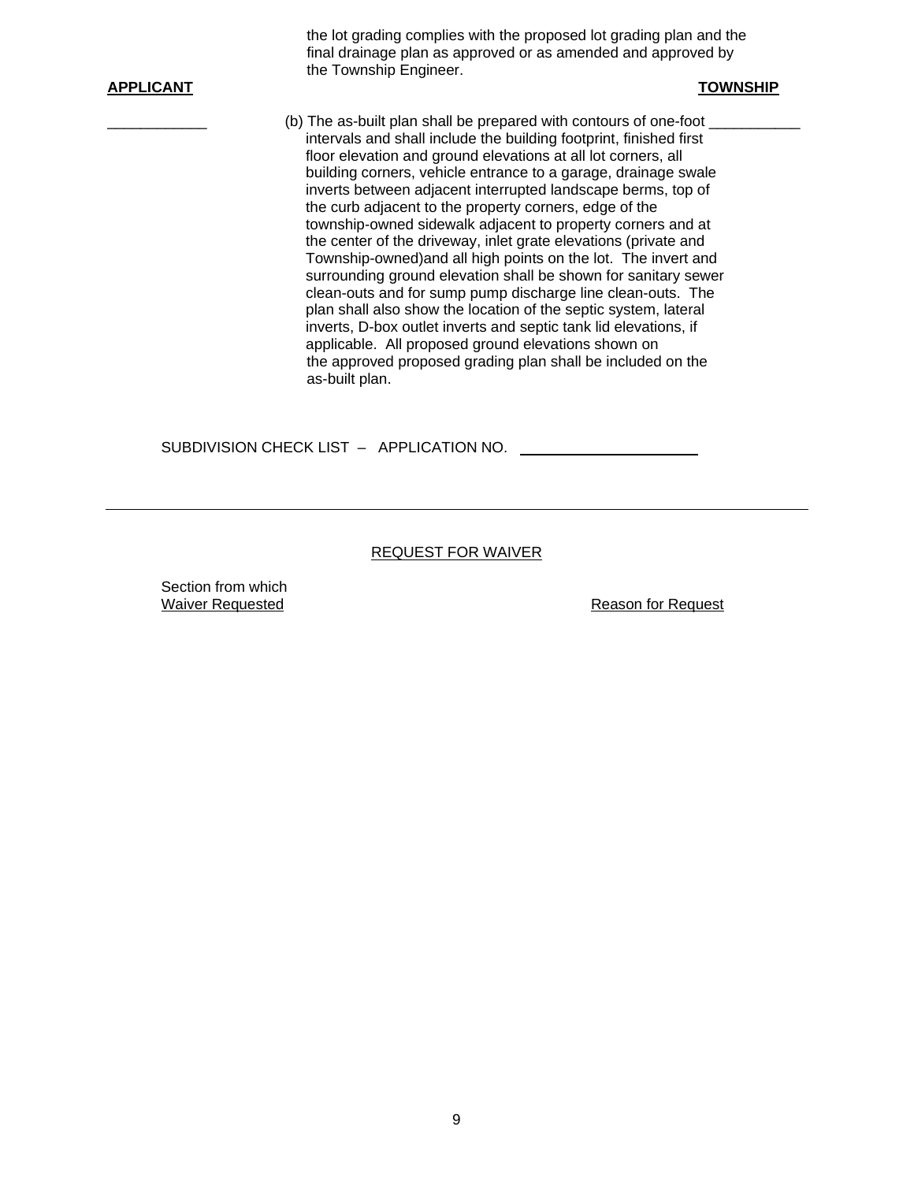the lot grading complies with the proposed lot grading plan and the final drainage plan as approved or as amended and approved by the Township Engineer.

**APPLICANT** **TOWNSHIP**

____________ (b) The as-built plan shall be prepared with contours of one-foot ___________ intervals and shall include the building footprint, finished first floor elevation and ground elevations at all lot corners, all building corners, vehicle entrance to a garage, drainage swale inverts between adjacent interrupted landscape berms, top of the curb adjacent to the property corners, edge of the township-owned sidewalk adjacent to property corners and at the center of the driveway, inlet grate elevations (private and Township-owned)and all high points on the lot. The invert and surrounding ground elevation shall be shown for sanitary sewer clean-outs and for sump pump discharge line clean-outs. The plan shall also show the location of the septic system, lateral inverts, D-box outlet inverts and septic tank lid elevations, if applicable. All proposed ground elevations shown on the approved proposed grading plan shall be included on the as-built plan.

SUBDIVISION CHECK LIST – APPLICATION NO. ______________________

---

<u>REQUEST FOR WAIVER</u>

| Section from which <u>Waiver Requested</u> | <u>Reason for Request</u> |
|---|---|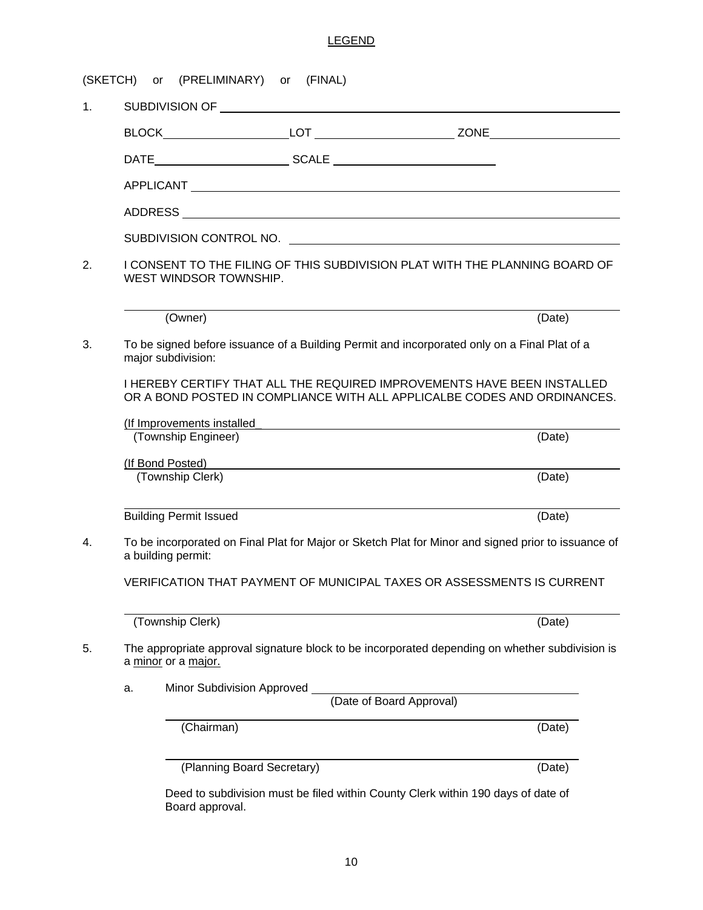LEGEND

(SKETCH) or (PRELIMINARY) or (FINAL)

1. SUBDIVISION OF ____________________________________________

   BLOCK____________________ LOT ____________________ ZONE____________________

   DATE____________________ SCALE ____________________

   APPLICANT ____________________________________________

   ADDRESS ____________________________________________

   SUBDIVISION CONTROL NO. ____________________________________________

2. I CONSENT TO THE FILING OF THIS SUBDIVISION PLAT WITH THE PLANNING BOARD OF WEST WINDSOR TOWNSHIP.

   ____________________________________________
   (Owner) (Date)

3. To be signed before issuance of a Building Permit and incorporated only on a Final Plat of a major subdivision:

   I HEREBY CERTIFY THAT ALL THE REQUIRED IMPROVEMENTS HAVE BEEN INSTALLED OR A BOND POSTED IN COMPLIANCE WITH ALL APPLICALBE CODES AND ORDINANCES.

   (If Improvements installed_ ____________________________________________
   (Township Engineer) (Date)

   (If Bond Posted) ____________________________________________
   (Township Clerk) (Date)

   ____________________________________________
   Building Permit Issued (Date)

4. To be incorporated on Final Plat for Major or Sketch Plat for Minor and signed prior to issuance of a building permit:

   VERIFICATION THAT PAYMENT OF MUNICIPAL TAXES OR ASSESSMENTS IS CURRENT

   ____________________________________________
   (Township Clerk) (Date)

5. The appropriate approval signature block to be incorporated depending on whether subdivision is a minor or a major.

   a. Minor Subdivision Approved ____________________________________________
      (Date of Board Approval)

      ____________________________________________
      (Chairman) (Date)

      ____________________________________________
      (Planning Board Secretary) (Date)

      Deed to subdivision must be filed within County Clerk within 190 days of date of Board approval.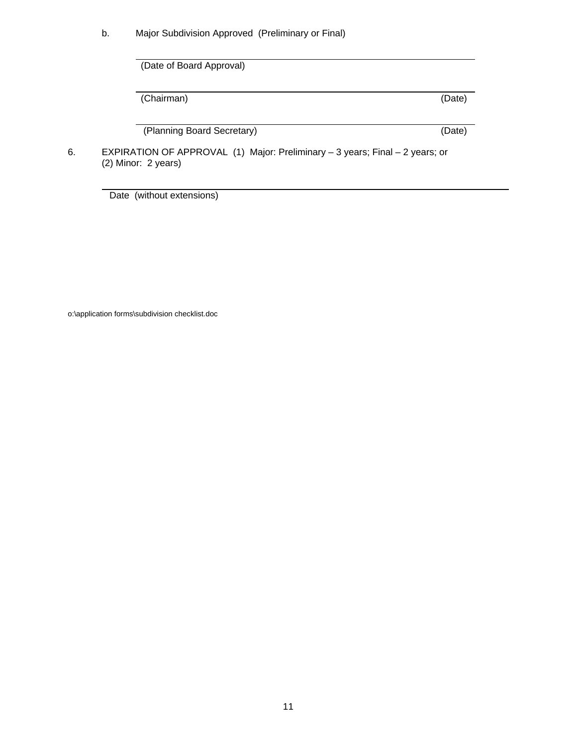b. Major Subdivision Approved (Preliminary or Final)

\_\_\_\_\_\_\_\_\_\_\_\_\_\_\_\_\_\_\_\_\_\_\_\_\_\_\_\_\_\_\_\_\_\_\_\_\_\_\_\_\_\_\_\_\_\_\_\_\_\_\_\_\_\_\_\_\_\_\_\_

(Date of Board Approval)

\_\_\_\_\_\_\_\_\_\_\_\_\_\_\_\_\_\_\_\_\_\_\_\_\_\_\_\_\_\_\_\_\_\_\_\_\_\_\_\_\_\_\_\_\_\_\_\_\_\_\_\_\_\_\_\_\_\_\_\_

(Chairman) (Date)

\_\_\_\_\_\_\_\_\_\_\_\_\_\_\_\_\_\_\_\_\_\_\_\_\_\_\_\_\_\_\_\_\_\_\_\_\_\_\_\_\_\_\_\_\_\_\_\_\_\_\_\_\_\_\_\_\_\_\_\_

(Planning Board Secretary) (Date)

6. EXPIRATION OF APPROVAL (1) Major: Preliminary – 3 years; Final – 2 years; or (2) Minor: 2 years)

\_\_\_\_\_\_\_\_\_\_\_\_\_\_\_\_\_\_\_\_\_\_\_\_\_\_\_\_\_\_\_\_\_\_\_\_\_\_\_\_\_\_\_\_\_\_\_\_\_\_\_\_\_\_\_\_\_\_\_\_\_\_\_\_\_\_\_\_\_

Date (without extensions)

o:\application forms\subdivision checklist.doc